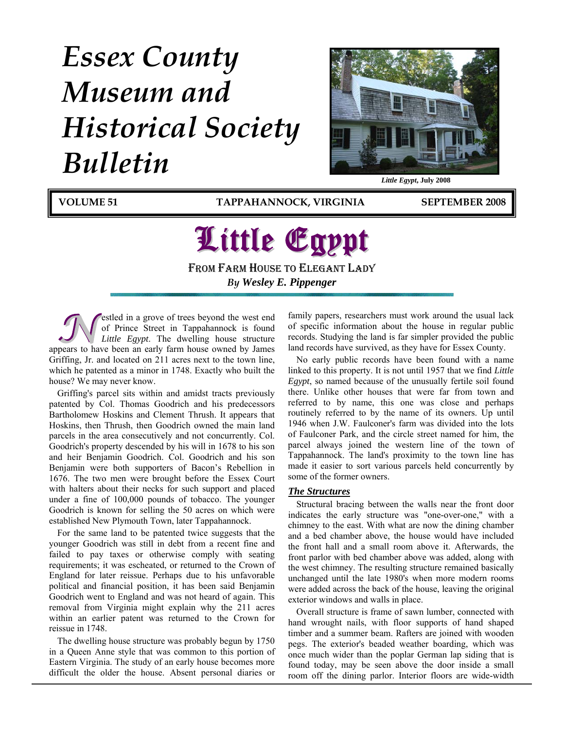# Essex County Museum and Historical Society Bulletin

*Little Egypt*, July 2008

**VOLUME 51** **TAPPAHANNOCK, VIRGINIA** **SEPTEMBER 2008**

# Little Egypt

## From Farm House to Elegant Lady

*By **Wesley E. Pippenger***

Nestled in a grove of trees beyond the west end of Prince Street in Tappahannock is found *Little Egypt*. The dwelling house structure appears to have been an early farm house owned by James Griffing, Jr. and located on 211 acres next to the town line, which he patented as a minor in 1748. Exactly who built the house? We may never know.

Griffing's parcel sits within and amidst tracts previously patented by Col. Thomas Goodrich and his predecessors Bartholomew Hoskins and Clement Thrush. It appears that Hoskins, then Thrush, then Goodrich owned the main land parcels in the area consecutively and not concurrently. Col. Goodrich's property descended by his will in 1678 to his son and heir Benjamin Goodrich. Col. Goodrich and his son Benjamin were both supporters of Bacon's Rebellion in 1676. The two men were brought before the Essex Court with halters about their necks for such support and placed under a fine of 100,000 pounds of tobacco. The younger Goodrich is known for selling the 50 acres on which were established New Plymouth Town, later Tappahannock.

For the same land to be patented twice suggests that the younger Goodrich was still in debt from a recent fine and failed to pay taxes or otherwise comply with seating requirements; it was escheated, or returned to the Crown of England for later reissue. Perhaps due to his unfavorable political and financial position, it has been said Benjamin Goodrich went to England and was not heard of again. This removal from Virginia might explain why the 211 acres within an earlier patent was returned to the Crown for reissue in 1748.

The dwelling house structure was probably begun by 1750 in a Queen Anne style that was common to this portion of Eastern Virginia. The study of an early house becomes more difficult the older the house. Absent personal diaries or family papers, researchers must work around the usual lack of specific information about the house in regular public records. Studying the land is far simpler provided the public land records have survived, as they have for Essex County.

No early public records have been found with a name linked to this property. It is not until 1957 that we find *Little Egypt*, so named because of the unusually fertile soil found there. Unlike other houses that were far from town and referred to by name, this one was close and perhaps routinely referred to by the name of its owners. Up until 1946 when J.W. Faulconer's farm was divided into the lots of Faulconer Park, and the circle street named for him, the parcel always joined the western line of the town of Tappahannock. The land's proximity to the town line has made it easier to sort various parcels held concurrently by some of the former owners.

### *The Structures*

Structural bracing between the walls near the front door indicates the early structure was "one-over-one," with a chimney to the east. With what are now the dining chamber and a bed chamber above, the house would have included the front hall and a small room above it. Afterwards, the front parlor with bed chamber above was added, along with the west chimney. The resulting structure remained basically unchanged until the late 1980's when more modern rooms were added across the back of the house, leaving the original exterior windows and walls in place.

Overall structure is frame of sawn lumber, connected with hand wrought nails, with floor supports of hand shaped timber and a summer beam. Rafters are joined with wooden pegs. The exterior's beaded weather boarding, which was once much wider than the poplar German lap siding that is found today, may be seen above the door inside a small room off the dining parlor. Interior floors are wide-width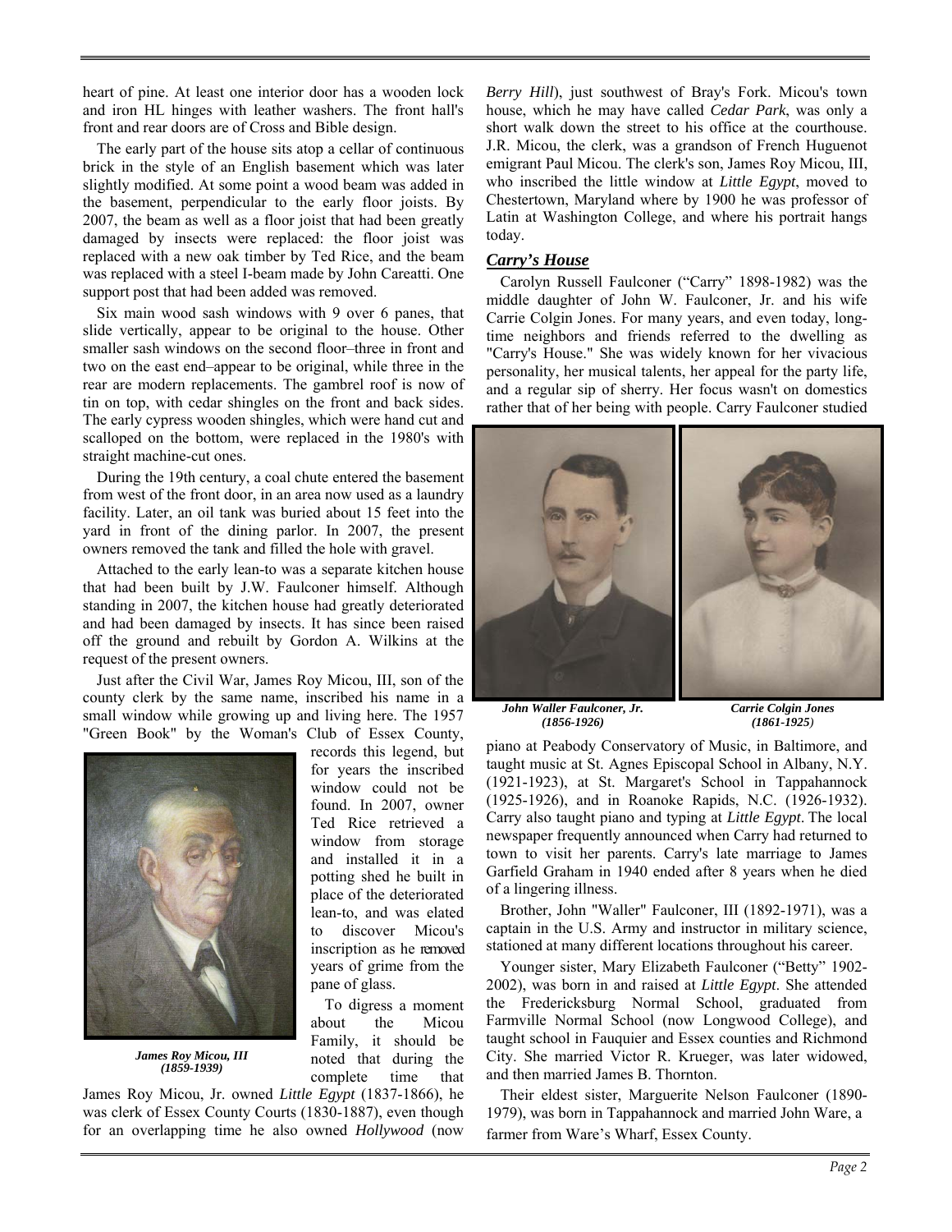heart of pine. At least one interior door has a wooden lock and iron HL hinges with leather washers. The front hall's front and rear doors are of Cross and Bible design.

The early part of the house sits atop a cellar of continuous brick in the style of an English basement which was later slightly modified. At some point a wood beam was added in the basement, perpendicular to the early floor joists. By 2007, the beam as well as a floor joist that had been greatly damaged by insects were replaced: the floor joist was replaced with a new oak timber by Ted Rice, and the beam was replaced with a steel I-beam made by John Careatti. One support post that had been added was removed.

Six main wood sash windows with 9 over 6 panes, that slide vertically, appear to be original to the house. Other smaller sash windows on the second floor–three in front and two on the east end–appear to be original, while three in the rear are modern replacements. The gambrel roof is now of tin on top, with cedar shingles on the front and back sides. The early cypress wooden shingles, which were hand cut and scalloped on the bottom, were replaced in the 1980's with straight machine-cut ones.

During the 19th century, a coal chute entered the basement from west of the front door, in an area now used as a laundry facility. Later, an oil tank was buried about 15 feet into the yard in front of the dining parlor. In 2007, the present owners removed the tank and filled the hole with gravel.

Attached to the early lean-to was a separate kitchen house that had been built by J.W. Faulconer himself. Although standing in 2007, the kitchen house had greatly deteriorated and had been damaged by insects. It has since been raised off the ground and rebuilt by Gordon A. Wilkins at the request of the present owners.

Just after the Civil War, James Roy Micou, III, son of the county clerk by the same name, inscribed his name in a small window while growing up and living here. The 1957 "Green Book" by the Woman's Club of Essex County, records this legend, but for years the inscribed window could not be found. In 2007, owner Ted Rice retrieved a window from storage and installed it in a potting shed he built in place of the deteriorated lean-to, and was elated to discover Micou's inscription as he removed years of grime from the pane of glass.

***James Roy Micou, III (1859-1939)***

To digress a moment about the Micou Family, it should be noted that during the complete time that James Roy Micou, Jr. owned *Little Egypt* (1837-1866), he was clerk of Essex County Courts (1830-1887), even though for an overlapping time he also owned *Hollywood* (now *Berry Hill*), just southwest of Bray's Fork. Micou's town house, which he may have called *Cedar Park*, was only a short walk down the street to his office at the courthouse. J.R. Micou, the clerk, was a grandson of French Huguenot emigrant Paul Micou. The clerk's son, James Roy Micou, III, who inscribed the little window at *Little Egypt*, moved to Chestertown, Maryland where by 1900 he was professor of Latin at Washington College, and where his portrait hangs today.

## *Carry's House*

Carolyn Russell Faulconer ("Carry" 1898-1982) was the middle daughter of John W. Faulconer, Jr. and his wife Carrie Colgin Jones. For many years, and even today, long-time neighbors and friends referred to the dwelling as "Carry's House." She was widely known for her vivacious personality, her musical talents, her appeal for the party life, and a regular sip of sherry. Her focus wasn't on domestics rather that of her being with people. Carry Faulconer studied piano at Peabody Conservatory of Music, in Baltimore, and taught music at St. Agnes Episcopal School in Albany, N.Y. (1921-1923), at St. Margaret's School in Tappahannock (1925-1926), and in Roanoke Rapids, N.C. (1926-1932). Carry also taught piano and typing at *Little Egypt*. The local newspaper frequently announced when Carry had returned to town to visit her parents. Carry's late marriage to James Garfield Graham in 1940 ended after 8 years when he died of a lingering illness.

***John Waller Faulconer, Jr. (1856-1926)***

***Carrie Colgin Jones (1861-1925)***

Brother, John "Waller" Faulconer, III (1892-1971), was a captain in the U.S. Army and instructor in military science, stationed at many different locations throughout his career.

Younger sister, Mary Elizabeth Faulconer ("Betty" 1902-2002), was born in and raised at *Little Egypt*. She attended the Fredericksburg Normal School, graduated from Farmville Normal School (now Longwood College), and taught school in Fauquier and Essex counties and Richmond City. She married Victor R. Krueger, was later widowed, and then married James B. Thornton.

Their eldest sister, Marguerite Nelson Faulconer (1890-1979), was born in Tappahannock and married John Ware, a farmer from Ware's Wharf, Essex County.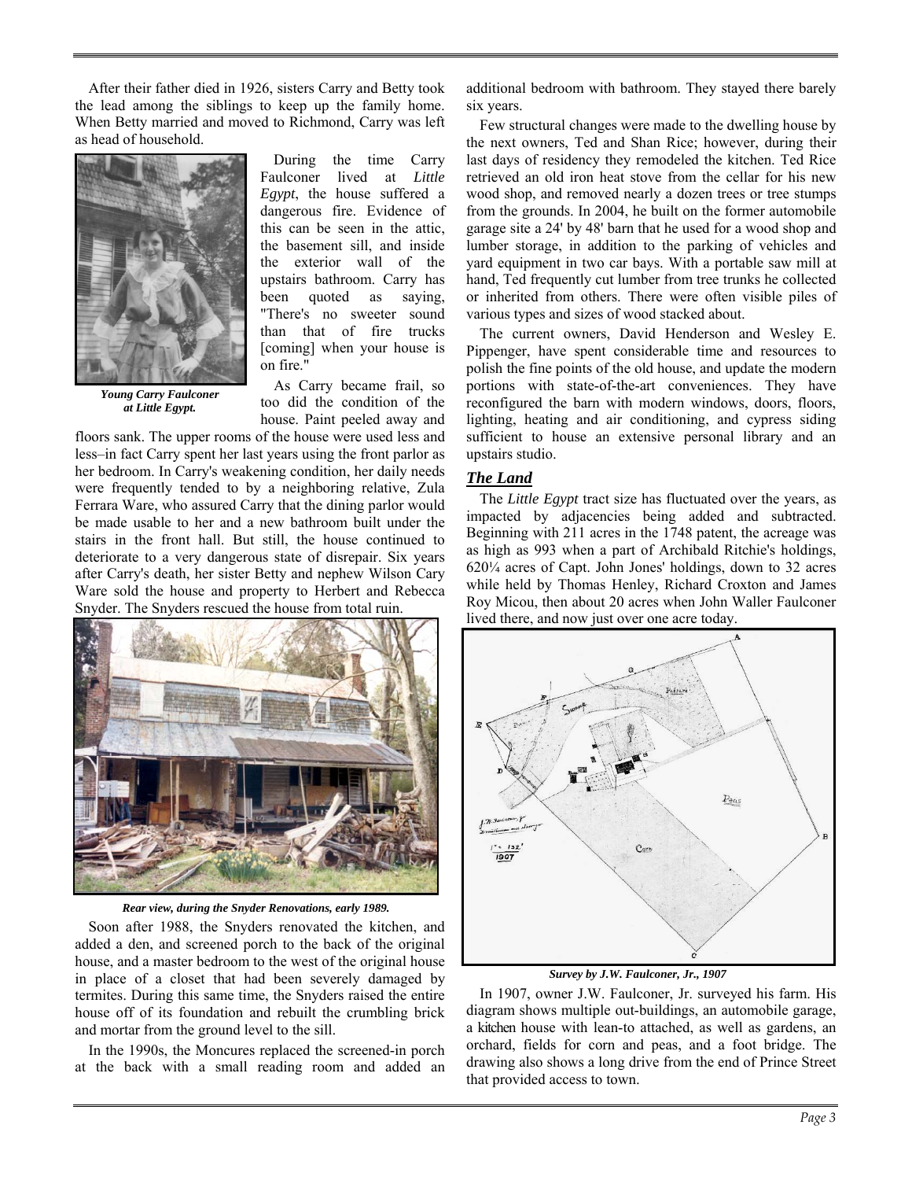After their father died in 1926, sisters Carry and Betty took the lead among the siblings to keep up the family home. When Betty married and moved to Richmond, Carry was left as head of household.

*Young Carry Faulconer at Little Egypt.*

During the time Carry Faulconer lived at *Little Egypt*, the house suffered a dangerous fire. Evidence of this can be seen in the attic, the basement sill, and inside the exterior wall of the upstairs bathroom. Carry has been quoted as saying, "There's no sweeter sound than that of fire trucks [coming] when your house is on fire."

As Carry became frail, so too did the condition of the house. Paint peeled away and floors sank. The upper rooms of the house were used less and less–in fact Carry spent her last years using the front parlor as her bedroom. In Carry's weakening condition, her daily needs were frequently tended to by a neighboring relative, Zula Ferrara Ware, who assured Carry that the dining parlor would be made usable to her and a new bathroom built under the stairs in the front hall. But still, the house continued to deteriorate to a very dangerous state of disrepair. Six years after Carry's death, her sister Betty and nephew Wilson Cary Ware sold the house and property to Herbert and Rebecca Snyder. The Snyders rescued the house from total ruin.

*Rear view, during the Snyder Renovations, early 1989.*

Soon after 1988, the Snyders renovated the kitchen, and added a den, and screened porch to the back of the original house, and a master bedroom to the west of the original house in place of a closet that had been severely damaged by termites. During this same time, the Snyders raised the entire house off of its foundation and rebuilt the crumbling brick and mortar from the ground level to the sill.

In the 1990s, the Moncures replaced the screened-in porch at the back with a small reading room and added an additional bedroom with bathroom. They stayed there barely six years.

Few structural changes were made to the dwelling house by the next owners, Ted and Shan Rice; however, during their last days of residency they remodeled the kitchen. Ted Rice retrieved an old iron heat stove from the cellar for his new wood shop, and removed nearly a dozen trees or tree stumps from the grounds. In 2004, he built on the former automobile garage site a 24' by 48' barn that he used for a wood shop and lumber storage, in addition to the parking of vehicles and yard equipment in two car bays. With a portable saw mill at hand, Ted frequently cut lumber from tree trunks he collected or inherited from others. There were often visible piles of various types and sizes of wood stacked about.

The current owners, David Henderson and Wesley E. Pippenger, have spent considerable time and resources to polish the fine points of the old house, and update the modern portions with state-of-the-art conveniences. They have reconfigured the barn with modern windows, doors, floors, lighting, heating and air conditioning, and cypress siding sufficient to house an extensive personal library and an upstairs studio.

## *The Land*

The *Little Egypt* tract size has fluctuated over the years, as impacted by adjacencies being added and subtracted. Beginning with 211 acres in the 1748 patent, the acreage was as high as 993 when a part of Archibald Ritchie's holdings, 620¼ acres of Capt. John Jones' holdings, down to 32 acres while held by Thomas Henley, Richard Croxton and James Roy Micou, then about 20 acres when John Waller Faulconer lived there, and now just over one acre today.

*Survey by J.W. Faulconer, Jr., 1907*

In 1907, owner J.W. Faulconer, Jr. surveyed his farm. His diagram shows multiple out-buildings, an automobile garage, a kitchen house with lean-to attached, as well as gardens, an orchard, fields for corn and peas, and a foot bridge. The drawing also shows a long drive from the end of Prince Street that provided access to town.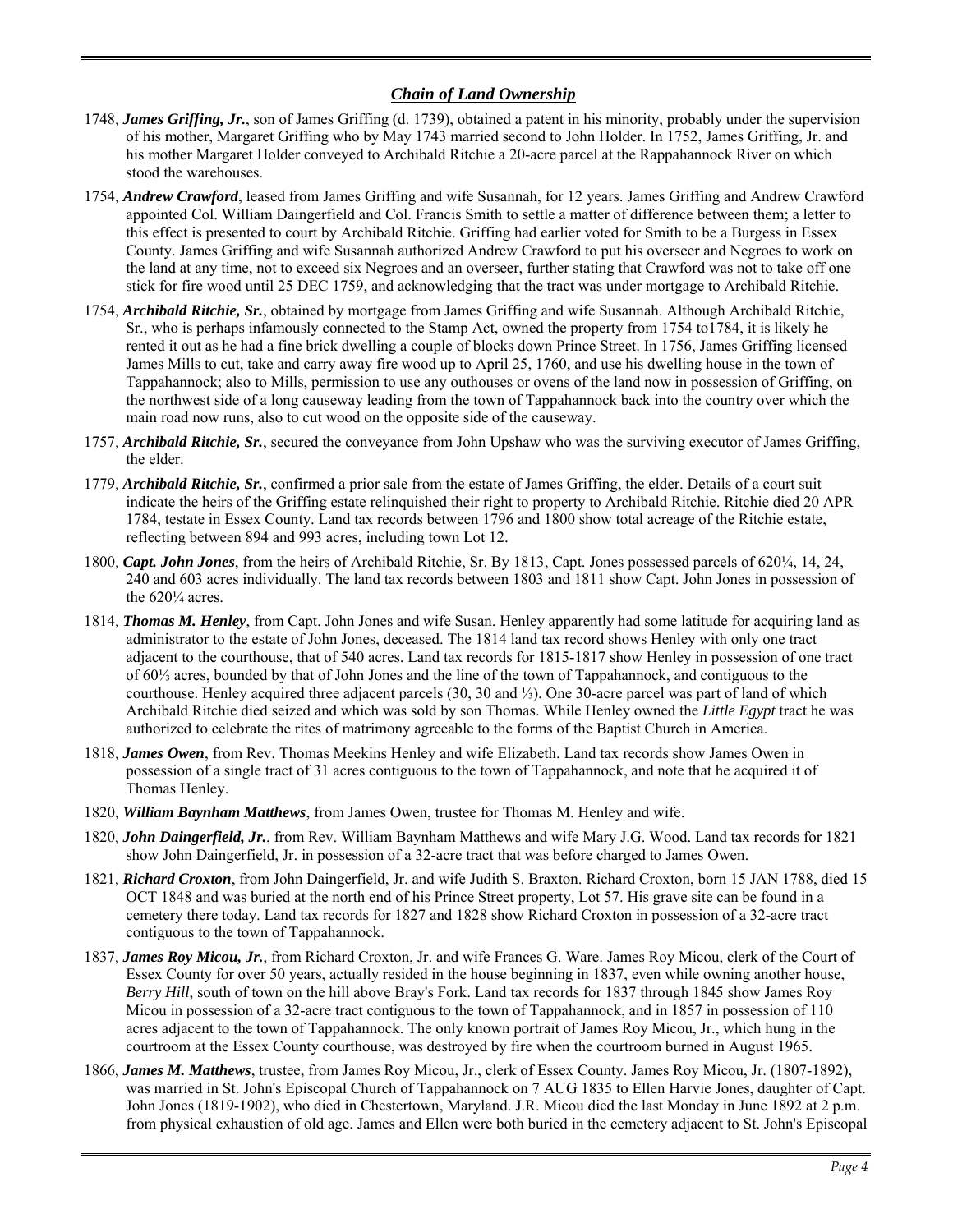## *Chain of Land Ownership*

1748, ***James Griffing, Jr.***, son of James Griffing (d. 1739), obtained a patent in his minority, probably under the supervision of his mother, Margaret Griffing who by May 1743 married second to John Holder. In 1752, James Griffing, Jr. and his mother Margaret Holder conveyed to Archibald Ritchie a 20-acre parcel at the Rappahannock River on which stood the warehouses.

1754, ***Andrew Crawford***, leased from James Griffing and wife Susannah, for 12 years. James Griffing and Andrew Crawford appointed Col. William Daingerfield and Col. Francis Smith to settle a matter of difference between them; a letter to this effect is presented to court by Archibald Ritchie. Griffing had earlier voted for Smith to be a Burgess in Essex County. James Griffing and wife Susannah authorized Andrew Crawford to put his overseer and Negroes to work on the land at any time, not to exceed six Negroes and an overseer, further stating that Crawford was not to take off one stick for fire wood until 25 DEC 1759, and acknowledging that the tract was under mortgage to Archibald Ritchie.

1754, ***Archibald Ritchie, Sr.***, obtained by mortgage from James Griffing and wife Susannah. Although Archibald Ritchie, Sr., who is perhaps infamously connected to the Stamp Act, owned the property from 1754 to1784, it is likely he rented it out as he had a fine brick dwelling a couple of blocks down Prince Street. In 1756, James Griffing licensed James Mills to cut, take and carry away fire wood up to April 25, 1760, and use his dwelling house in the town of Tappahannock; also to Mills, permission to use any outhouses or ovens of the land now in possession of Griffing, on the northwest side of a long causeway leading from the town of Tappahannock back into the country over which the main road now runs, also to cut wood on the opposite side of the causeway.

1757, ***Archibald Ritchie, Sr.***, secured the conveyance from John Upshaw who was the surviving executor of James Griffing, the elder.

1779, ***Archibald Ritchie, Sr.***, confirmed a prior sale from the estate of James Griffing, the elder. Details of a court suit indicate the heirs of the Griffing estate relinquished their right to property to Archibald Ritchie. Ritchie died 20 APR 1784, testate in Essex County. Land tax records between 1796 and 1800 show total acreage of the Ritchie estate, reflecting between 894 and 993 acres, including town Lot 12.

1800, ***Capt. John Jones***, from the heirs of Archibald Ritchie, Sr. By 1813, Capt. Jones possessed parcels of 620¼, 14, 24, 240 and 603 acres individually. The land tax records between 1803 and 1811 show Capt. John Jones in possession of the 620¼ acres.

1814, ***Thomas M. Henley***, from Capt. John Jones and wife Susan. Henley apparently had some latitude for acquiring land as administrator to the estate of John Jones, deceased. The 1814 land tax record shows Henley with only one tract adjacent to the courthouse, that of 540 acres. Land tax records for 1815-1817 show Henley in possession of one tract of 60⅓ acres, bounded by that of John Jones and the line of the town of Tappahannock, and contiguous to the courthouse. Henley acquired three adjacent parcels (30, 30 and ⅓). One 30-acre parcel was part of land of which Archibald Ritchie died seized and which was sold by son Thomas. While Henley owned the *Little Egypt* tract he was authorized to celebrate the rites of matrimony agreeable to the forms of the Baptist Church in America.

1818, ***James Owen***, from Rev. Thomas Meekins Henley and wife Elizabeth. Land tax records show James Owen in possession of a single tract of 31 acres contiguous to the town of Tappahannock, and note that he acquired it of Thomas Henley.

1820, ***William Baynham Matthews***, from James Owen, trustee for Thomas M. Henley and wife.

1820, ***John Daingerfield, Jr.***, from Rev. William Baynham Matthews and wife Mary J.G. Wood. Land tax records for 1821 show John Daingerfield, Jr. in possession of a 32-acre tract that was before charged to James Owen.

1821, ***Richard Croxton***, from John Daingerfield, Jr. and wife Judith S. Braxton. Richard Croxton, born 15 JAN 1788, died 15 OCT 1848 and was buried at the north end of his Prince Street property, Lot 57. His grave site can be found in a cemetery there today. Land tax records for 1827 and 1828 show Richard Croxton in possession of a 32-acre tract contiguous to the town of Tappahannock.

1837, ***James Roy Micou, Jr.***, from Richard Croxton, Jr. and wife Frances G. Ware. James Roy Micou, clerk of the Court of Essex County for over 50 years, actually resided in the house beginning in 1837, even while owning another house, *Berry Hill*, south of town on the hill above Bray's Fork. Land tax records for 1837 through 1845 show James Roy Micou in possession of a 32-acre tract contiguous to the town of Tappahannock, and in 1857 in possession of 110 acres adjacent to the town of Tappahannock. The only known portrait of James Roy Micou, Jr., which hung in the courtroom at the Essex County courthouse, was destroyed by fire when the courtroom burned in August 1965.

1866, ***James M. Matthews***, trustee, from James Roy Micou, Jr., clerk of Essex County. James Roy Micou, Jr. (1807-1892), was married in St. John's Episcopal Church of Tappahannock on 7 AUG 1835 to Ellen Harvie Jones, daughter of Capt. John Jones (1819-1902), who died in Chestertown, Maryland. J.R. Micou died the last Monday in June 1892 at 2 p.m. from physical exhaustion of old age. James and Ellen were both buried in the cemetery adjacent to St. John's Episcopal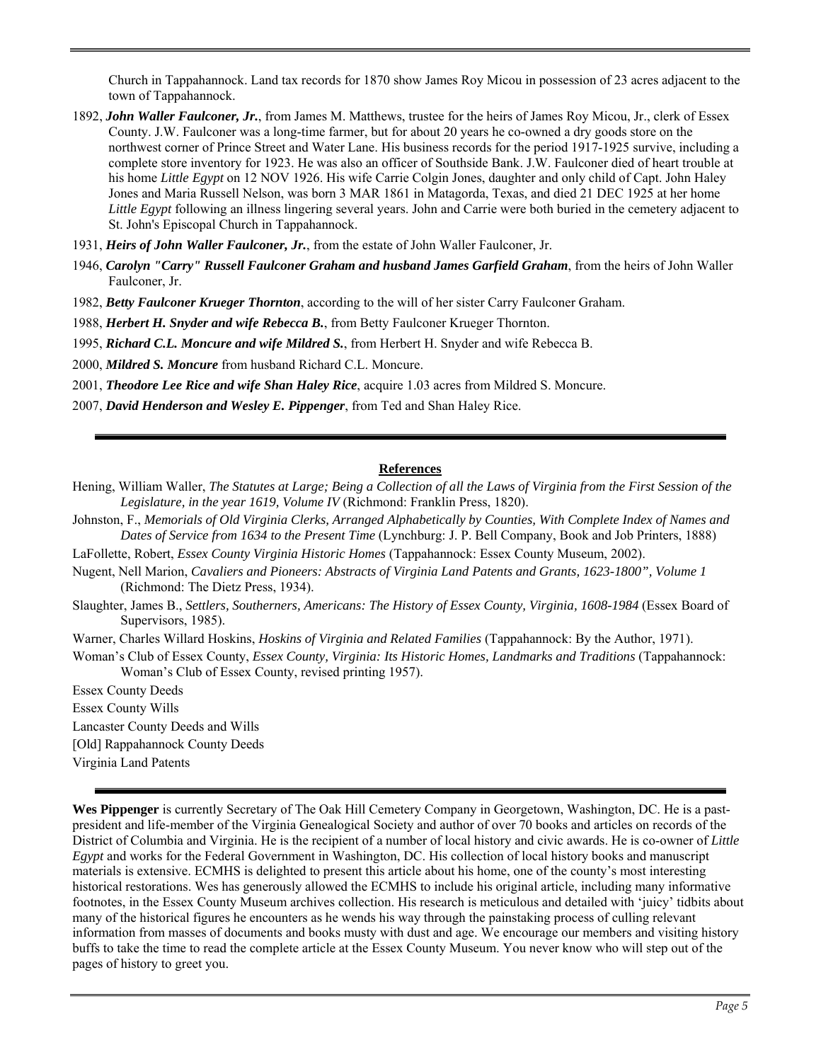Church in Tappahannock. Land tax records for 1870 show James Roy Micou in possession of 23 acres adjacent to the town of Tappahannock.

1892, ***John Waller Faulconer, Jr.***, from James M. Matthews, trustee for the heirs of James Roy Micou, Jr., clerk of Essex County. J.W. Faulconer was a long-time farmer, but for about 20 years he co-owned a dry goods store on the northwest corner of Prince Street and Water Lane. His business records for the period 1917-1925 survive, including a complete store inventory for 1923. He was also an officer of Southside Bank. J.W. Faulconer died of heart trouble at his home *Little Egypt* on 12 NOV 1926. His wife Carrie Colgin Jones, daughter and only child of Capt. John Haley Jones and Maria Russell Nelson, was born 3 MAR 1861 in Matagorda, Texas, and died 21 DEC 1925 at her home *Little Egypt* following an illness lingering several years. John and Carrie were both buried in the cemetery adjacent to St. John's Episcopal Church in Tappahannock.

1931, ***Heirs of John Waller Faulconer, Jr.***, from the estate of John Waller Faulconer, Jr.

1946, ***Carolyn "Carry" Russell Faulconer Graham and husband James Garfield Graham***, from the heirs of John Waller Faulconer, Jr.

1982, ***Betty Faulconer Krueger Thornton***, according to the will of her sister Carry Faulconer Graham.

1988, ***Herbert H. Snyder and wife Rebecca B.***, from Betty Faulconer Krueger Thornton.

1995, ***Richard C.L. Moncure and wife Mildred S.***, from Herbert H. Snyder and wife Rebecca B.

2000, ***Mildred S. Moncure*** from husband Richard C.L. Moncure.

2001, ***Theodore Lee Rice and wife Shan Haley Rice***, acquire 1.03 acres from Mildred S. Moncure.

2007, ***David Henderson and Wesley E. Pippenger***, from Ted and Shan Haley Rice.

---

## References

Hening, William Waller, *The Statutes at Large; Being a Collection of all the Laws of Virginia from the First Session of the Legislature, in the year 1619, Volume IV* (Richmond: Franklin Press, 1820).

Johnston, F., *Memorials of Old Virginia Clerks, Arranged Alphabetically by Counties, With Complete Index of Names and Dates of Service from 1634 to the Present Time* (Lynchburg: J. P. Bell Company, Book and Job Printers, 1888)

LaFollette, Robert, *Essex County Virginia Historic Homes* (Tappahannock: Essex County Museum, 2002).

Nugent, Nell Marion, *Cavaliers and Pioneers: Abstracts of Virginia Land Patents and Grants, 1623-1800", Volume 1* (Richmond: The Dietz Press, 1934).

Slaughter, James B., *Settlers, Southerners, Americans: The History of Essex County, Virginia, 1608-1984* (Essex Board of Supervisors, 1985).

Warner, Charles Willard Hoskins, *Hoskins of Virginia and Related Families* (Tappahannock: By the Author, 1971).

Woman's Club of Essex County, *Essex County, Virginia: Its Historic Homes, Landmarks and Traditions* (Tappahannock: Woman's Club of Essex County, revised printing 1957).

Essex County Deeds

Essex County Wills

Lancaster County Deeds and Wills

[Old] Rappahannock County Deeds

Virginia Land Patents

---

**Wes Pippenger** is currently Secretary of The Oak Hill Cemetery Company in Georgetown, Washington, DC. He is a past-president and life-member of the Virginia Genealogical Society and author of over 70 books and articles on records of the District of Columbia and Virginia. He is the recipient of a number of local history and civic awards. He is co-owner of *Little Egypt* and works for the Federal Government in Washington, DC. His collection of local history books and manuscript materials is extensive. ECMHS is delighted to present this article about his home, one of the county's most interesting historical restorations. Wes has generously allowed the ECMHS to include his original article, including many informative footnotes, in the Essex County Museum archives collection. His research is meticulous and detailed with 'juicy' tidbits about many of the historical figures he encounters as he wends his way through the painstaking process of culling relevant information from masses of documents and books musty with dust and age. We encourage our members and visiting history buffs to take the time to read the complete article at the Essex County Museum. You never know who will step out of the pages of history to greet you.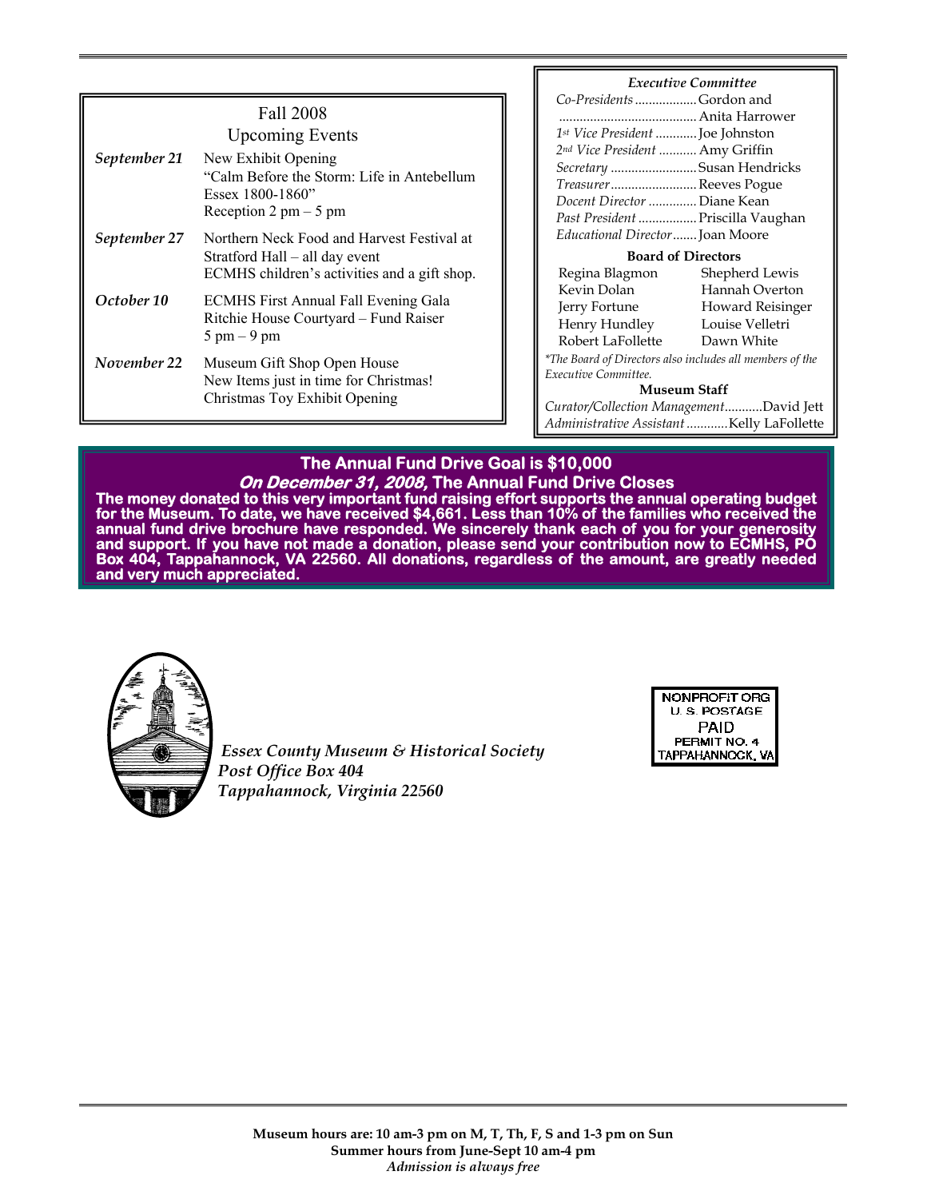## Fall 2008
## Upcoming Events

| | |
|---|---|
| ***September 21*** | New Exhibit Opening<br>"Calm Before the Storm: Life in Antebellum Essex 1800-1860"<br>Reception 2 pm – 5 pm |
| ***September 27*** | Northern Neck Food and Harvest Festival at Stratford Hall – all day event<br>ECMHS children's activities and a gift shop. |
| ***October 10*** | ECMHS First Annual Fall Evening Gala<br>Ritchie House Courtyard – Fund Raiser<br>5 pm – 9 pm |
| ***November 22*** | Museum Gift Shop Open House<br>New Items just in time for Christmas!<br>Christmas Toy Exhibit Opening |

### *Executive Committee*

*Co-Presidents* .................. Gordon and ........................................ Anita Harrower
*1st Vice President* ............ Joe Johnston
*2nd Vice President* ........... Amy Griffin
*Secretary* ......................... Susan Hendricks
*Treasurer* ......................... Reeves Pogue
*Docent Director* .............. Diane Kean
*Past President* ................. Priscilla Vaughan
*Educational Director* ....... Joan Moore

**Board of Directors**

| | |
|---|---|
| Regina Blagmon | Shepherd Lewis |
| Kevin Dolan | Hannah Overton |
| Jerry Fortune | Howard Reisinger |
| Henry Hundley | Louise Velletri |
| Robert LaFollette | Dawn White |

*\*The Board of Directors also includes all members of the Executive Committee.*

**Museum Staff**

*Curator/Collection Management*...........David Jett
*Administrative Assistant* ............Kelly LaFollette

**The Annual Fund Drive Goal is $10,000**

***On December 31, 2008,* The Annual Fund Drive Closes**

**The money donated to this very important fund raising effort supports the annual operating budget for the Museum. To date, we have received $4,661. Less than 10% of the families who received the annual fund drive brochure have responded. We sincerely thank each of you for your generosity and support. If you have not made a donation, please send your contribution now to ECMHS, PO Box 404, Tappahannock, VA 22560. All donations, regardless of the amount, are greatly needed and very much appreciated.**

***Essex County Museum & Historical Society***
***Post Office Box 404***
***Tappahannock, Virginia 22560***

NONPROFIT ORG
U. S. POSTAGE
PAID
PERMIT NO. 4
TAPPAHANNOCK, VA

**Museum hours are: 10 am-3 pm on M, T, Th, F, S and 1-3 pm on Sun**
**Summer hours from June-Sept 10 am-4 pm**
***Admission is always free***